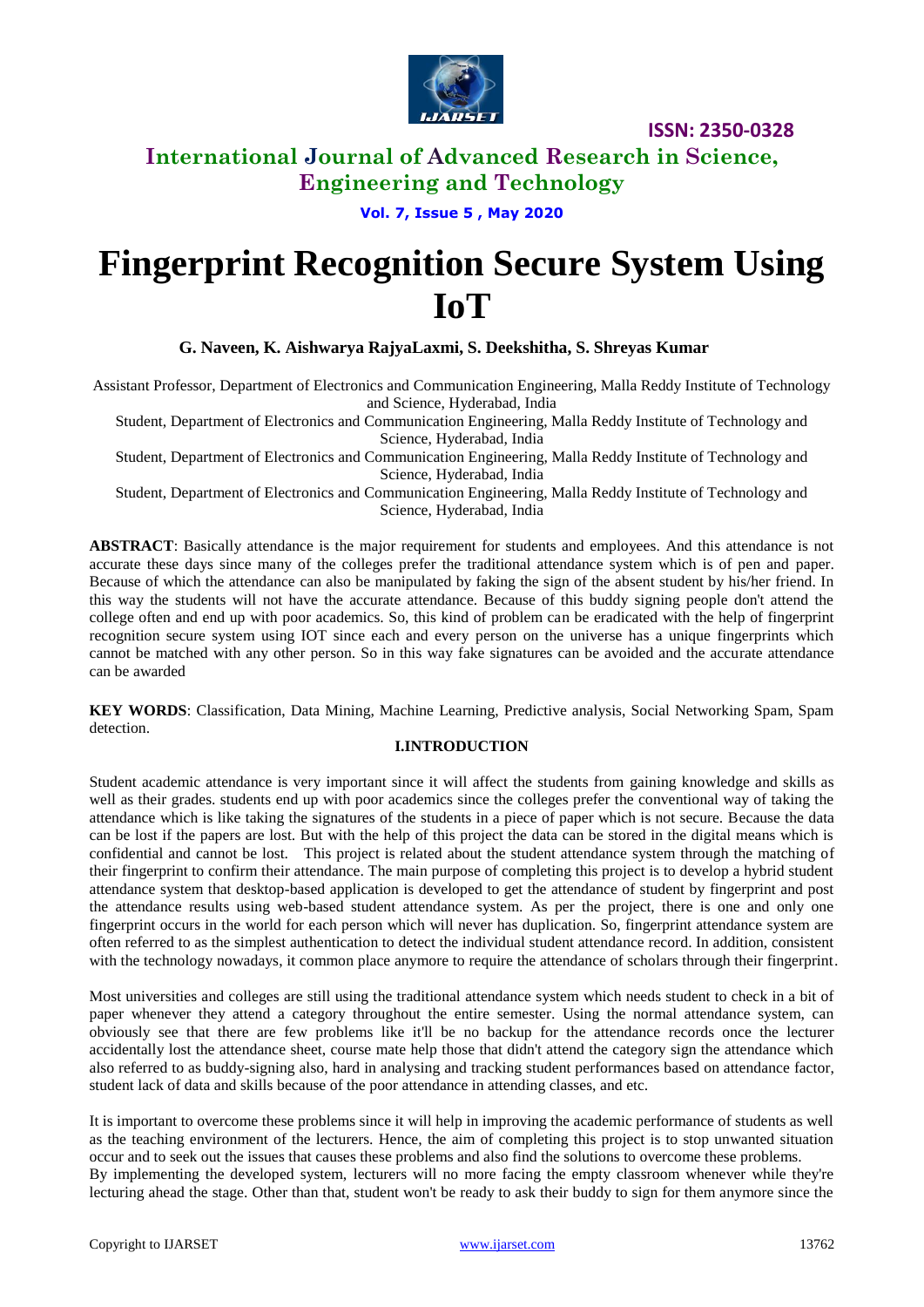# Fingerprint Recognition Secure System Using IoT

**G. Naveen, K. Aishwarya RajyaLaxmi, S. Deekshitha, S. Shreyas Kumar**

Assistant Professor, Department of Electronics and Communication Engineering, Malla Reddy Institute of Technology and Science, Hyderabad, India

Student, Department of Electronics and Communication Engineering, Malla Reddy Institute of Technology and Science, Hyderabad, India

Student, Department of Electronics and Communication Engineering, Malla Reddy Institute of Technology and Science, Hyderabad, India

Student, Department of Electronics and Communication Engineering, Malla Reddy Institute of Technology and Science, Hyderabad, India

**ABSTRACT**: Basically attendance is the major requirement for students and employees. And this attendance is not accurate these days since many of the colleges prefer the traditional attendance system which is of pen and paper. Because of which the attendance can also be manipulated by faking the sign of the absent student by his/her friend. In this way the students will not have the accurate attendance. Because of this buddy signing people don't attend the college often and end up with poor academics. So, this kind of problem can be eradicated with the help of fingerprint recognition secure system using IOT since each and every person on the universe has a unique fingerprints which cannot be matched with any other person. So in this way fake signatures can be avoided and the accurate attendance can be awarded

**KEY WORDS**: Classification, Data Mining, Machine Learning, Predictive analysis, Social Networking Spam, Spam detection.

## I.INTRODUCTION

Student academic attendance is very important since it will affect the students from gaining knowledge and skills as well as their grades. students end up with poor academics since the colleges prefer the conventional way of taking the attendance which is like taking the signatures of the students in a piece of paper which is not secure. Because the data can be lost if the papers are lost. But with the help of this project the data can be stored in the digital means which is confidential and cannot be lost. This project is related about the student attendance system through the matching of their fingerprint to confirm their attendance. The main purpose of completing this project is to develop a hybrid student attendance system that desktop-based application is developed to get the attendance of student by fingerprint and post the attendance results using web-based student attendance system. As per the project, there is one and only one fingerprint occurs in the world for each person which will never has duplication. So, fingerprint attendance system are often referred to as the simplest authentication to detect the individual student attendance record. In addition, consistent with the technology nowadays, it common place anymore to require the attendance of scholars through their fingerprint.

Most universities and colleges are still using the traditional attendance system which needs student to check in a bit of paper whenever they attend a category throughout the entire semester. Using the normal attendance system, can obviously see that there are few problems like it'll be no backup for the attendance records once the lecturer accidentally lost the attendance sheet, course mate help those that didn't attend the category sign the attendance which also referred to as buddy-signing also, hard in analysing and tracking student performances based on attendance factor, student lack of data and skills because of the poor attendance in attending classes, and etc.

It is important to overcome these problems since it will help in improving the academic performance of students as well as the teaching environment of the lecturers. Hence, the aim of completing this project is to stop unwanted situation occur and to seek out the issues that causes these problems and also find the solutions to overcome these problems.
By implementing the developed system, lecturers will no more facing the empty classroom whenever while they're lecturing ahead the stage. Other than that, student won't be ready to ask their buddy to sign for them anymore since the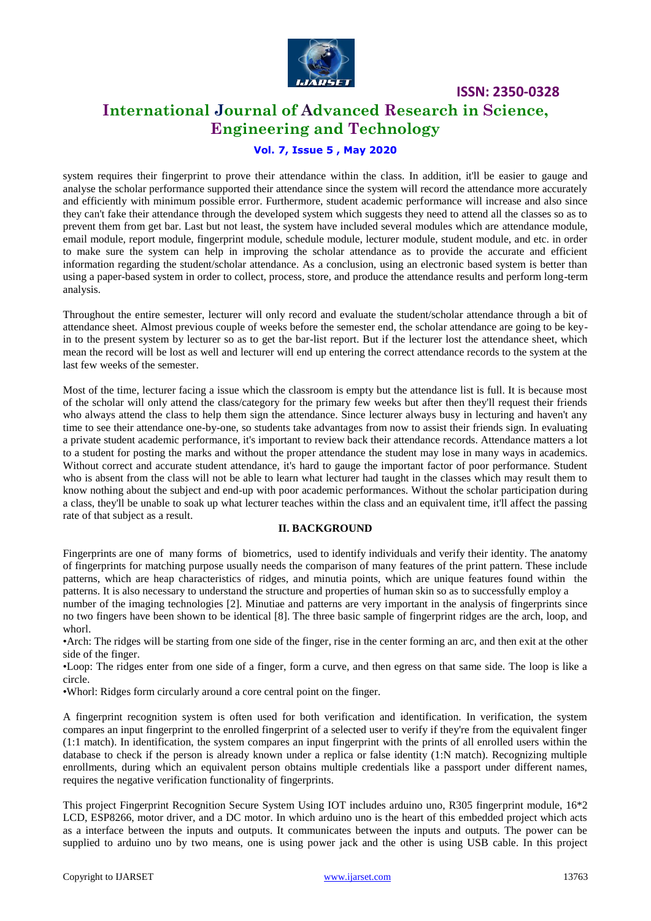system requires their fingerprint to prove their attendance within the class. In addition, it'll be easier to gauge and analyse the scholar performance supported their attendance since the system will record the attendance more accurately and efficiently with minimum possible error. Furthermore, student academic performance will increase and also since they can't fake their attendance through the developed system which suggests they need to attend all the classes so as to prevent them from get bar. Last but not least, the system have included several modules which are attendance module, email module, report module, fingerprint module, schedule module, lecturer module, student module, and etc. in order to make sure the system can help in improving the scholar attendance as to provide the accurate and efficient information regarding the student/scholar attendance. As a conclusion, using an electronic based system is better than using a paper-based system in order to collect, process, store, and produce the attendance results and perform long-term analysis.

Throughout the entire semester, lecturer will only record and evaluate the student/scholar attendance through a bit of attendance sheet. Almost previous couple of weeks before the semester end, the scholar attendance are going to be key-in to the present system by lecturer so as to get the bar-list report. But if the lecturer lost the attendance sheet, which mean the record will be lost as well and lecturer will end up entering the correct attendance records to the system at the last few weeks of the semester.

Most of the time, lecturer facing a issue which the classroom is empty but the attendance list is full. It is because most of the scholar will only attend the class/category for the primary few weeks but after then they'll request their friends who always attend the class to help them sign the attendance. Since lecturer always busy in lecturing and haven't any time to see their attendance one-by-one, so students take advantages from now to assist their friends sign. In evaluating a private student academic performance, it's important to review back their attendance records. Attendance matters a lot to a student for posting the marks and without the proper attendance the student may lose in many ways in academics. Without correct and accurate student attendance, it's hard to gauge the important factor of poor performance. Student who is absent from the class will not be able to learn what lecturer had taught in the classes which may result them to know nothing about the subject and end-up with poor academic performances. Without the scholar participation during a class, they'll be unable to soak up what lecturer teaches within the class and an equivalent time, it'll affect the passing rate of that subject as a result.

## II. BACKGROUND

Fingerprints are one of many forms of biometrics, used to identify individuals and verify their identity. The anatomy of fingerprints for matching purpose usually needs the comparison of many features of the print pattern. These include patterns, which are heap characteristics of ridges, and minutia points, which are unique features found within the patterns. It is also necessary to understand the structure and properties of human skin so as to successfully employ a number of the imaging technologies [2]. Minutiae and patterns are very important in the analysis of fingerprints since no two fingers have been shown to be identical [8]. The three basic sample of fingerprint ridges are the arch, loop, and whorl.

- Arch: The ridges will be starting from one side of the finger, rise in the center forming an arc, and then exit at the other side of the finger.
- Loop: The ridges enter from one side of a finger, form a curve, and then egress on that same side. The loop is like a circle.
- Whorl: Ridges form circularly around a core central point on the finger.

A fingerprint recognition system is often used for both verification and identification. In verification, the system compares an input fingerprint to the enrolled fingerprint of a selected user to verify if they're from the equivalent finger (1:1 match). In identification, the system compares an input fingerprint with the prints of all enrolled users within the database to check if the person is already known under a replica or false identity (1:N match). Recognizing multiple enrollments, during which an equivalent person obtains multiple credentials like a passport under different names, requires the negative verification functionality of fingerprints.

This project Fingerprint Recognition Secure System Using IOT includes arduino uno, R305 fingerprint module, 16*2 LCD, ESP8266, motor driver, and a DC motor. In which arduino uno is the heart of this embedded project which acts as a interface between the inputs and outputs. It communicates between the inputs and outputs. The power can be supplied to arduino uno by two means, one is using power jack and the other is using USB cable. In this project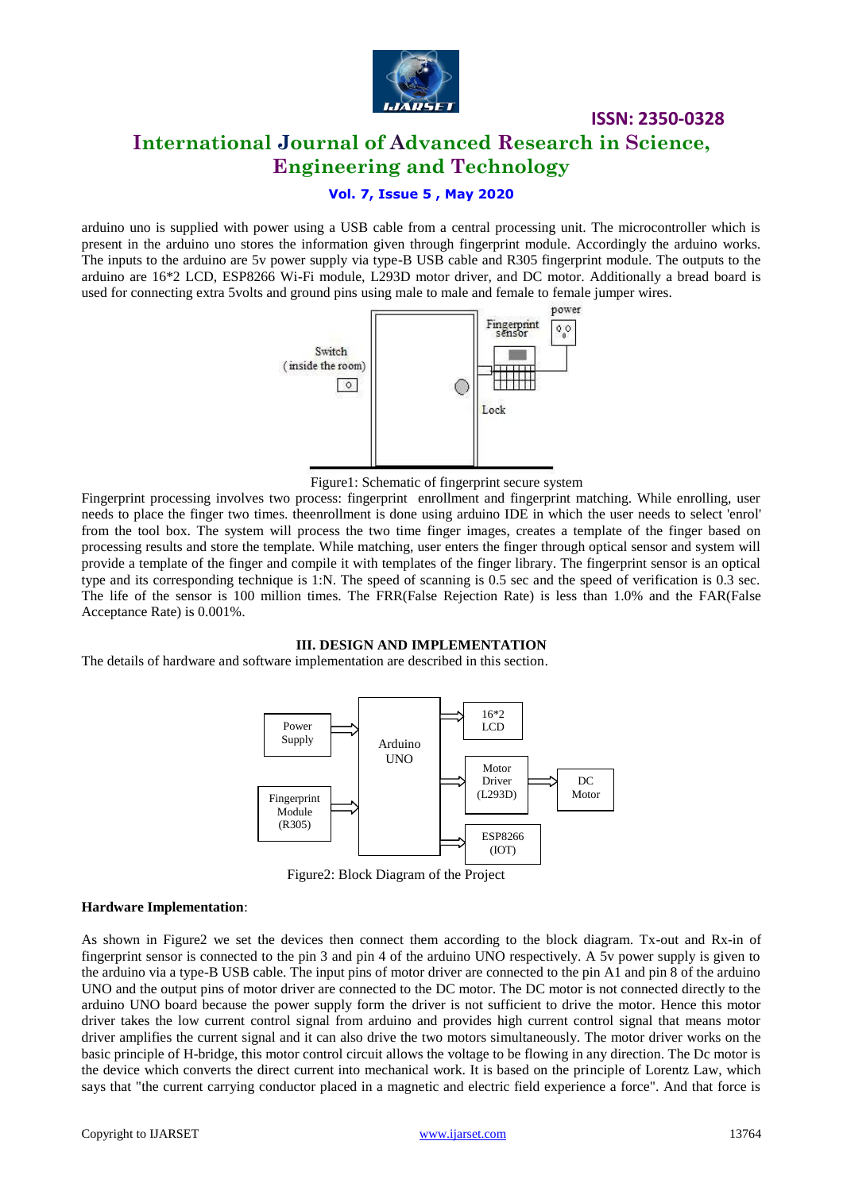arduino uno is supplied with power using a USB cable from a central processing unit. The microcontroller which is present in the arduino uno stores the information given through fingerprint module. Accordingly the arduino works. The inputs to the arduino are 5v power supply via type-B USB cable and R305 fingerprint module. The outputs to the arduino are 16*2 LCD, ESP8266 Wi-Fi module, L293D motor driver, and DC motor. Additionally a bread board is used for connecting extra 5volts and ground pins using male to male and female to female jumper wires.

Figure1: Schematic of fingerprint secure system

Fingerprint processing involves two process: fingerprint enrollment and fingerprint matching. While enrolling, user needs to place the finger two times. theenrollment is done using arduino IDE in which the user needs to select 'enrol' from the tool box. The system will process the two time finger images, creates a template of the finger based on processing results and store the template. While matching, user enters the finger through optical sensor and system will provide a template of the finger and compile it with templates of the finger library. The fingerprint sensor is an optical type and its corresponding technique is 1:N. The speed of scanning is 0.5 sec and the speed of verification is 0.3 sec. The life of the sensor is 100 million times. The FRR(False Rejection Rate) is less than 1.0% and the FAR(False Acceptance Rate) is 0.001%.

## III. DESIGN AND IMPLEMENTATION

The details of hardware and software implementation are described in this section.

Figure2: Block Diagram of the Project

**Hardware Implementation**:

As shown in Figure2 we set the devices then connect them according to the block diagram. Tx-out and Rx-in of fingerprint sensor is connected to the pin 3 and pin 4 of the arduino UNO respectively. A 5v power supply is given to the arduino via a type-B USB cable. The input pins of motor driver are connected to the pin A1 and pin 8 of the arduino UNO and the output pins of motor driver are connected to the DC motor. The DC motor is not connected directly to the arduino UNO board because the power supply form the driver is not sufficient to drive the motor. Hence this motor driver takes the low current control signal from arduino and provides high current control signal that means motor driver amplifies the current signal and it can also drive the two motors simultaneously. The motor driver works on the basic principle of H-bridge, this motor control circuit allows the voltage to be flowing in any direction. The Dc motor is the device which converts the direct current into mechanical work. It is based on the principle of Lorentz Law, which says that "the current carrying conductor placed in a magnetic and electric field experience a force". And that force is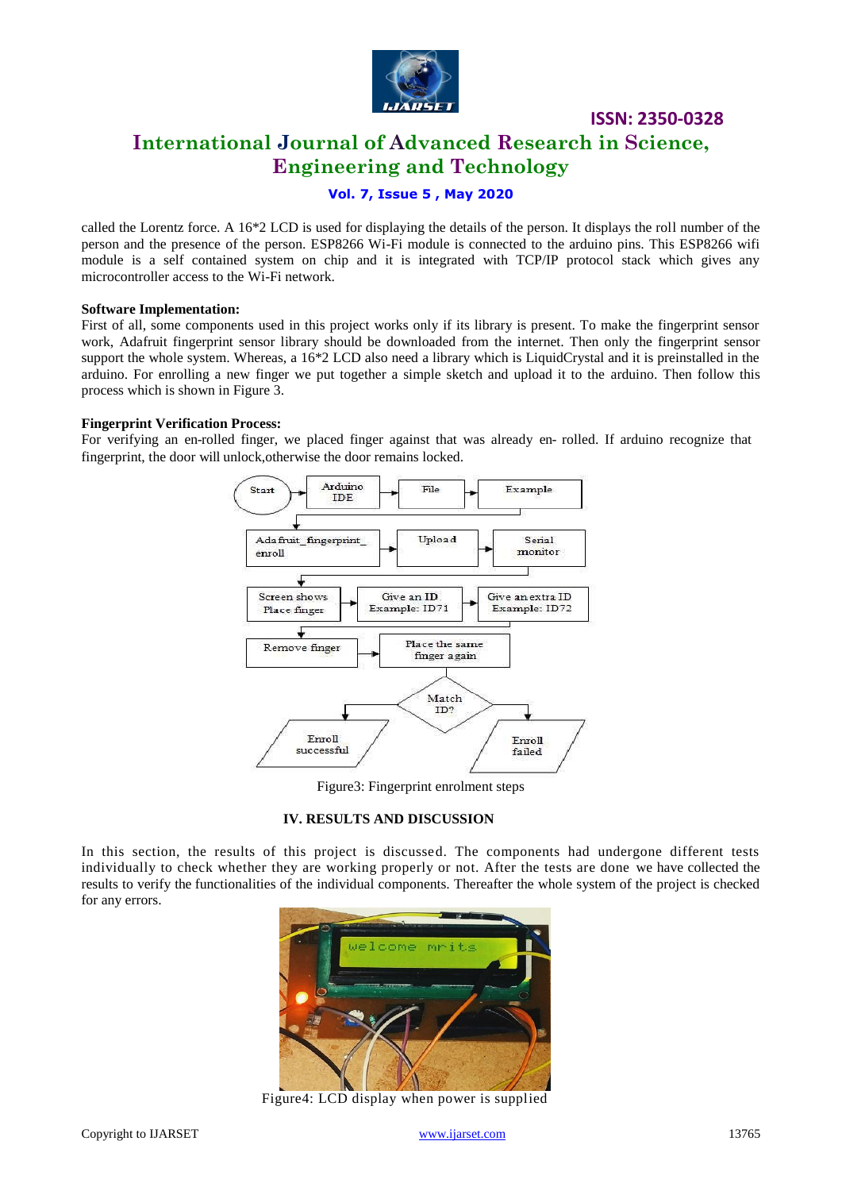called the Lorentz force. A 16*2 LCD is used for displaying the details of the person. It displays the roll number of the person and the presence of the person. ESP8266 Wi-Fi module is connected to the arduino pins. This ESP8266 wifi module is a self contained system on chip and it is integrated with TCP/IP protocol stack which gives any microcontroller access to the Wi-Fi network.

**Software Implementation:**
First of all, some components used in this project works only if its library is present. To make the fingerprint sensor work, Adafruit fingerprint sensor library should be downloaded from the internet. Then only the fingerprint sensor support the whole system. Whereas, a 16*2 LCD also need a library which is LiquidCrystal and it is preinstalled in the arduino. For enrolling a new finger we put together a simple sketch and upload it to the arduino. Then follow this process which is shown in Figure 3.

**Fingerprint Verification Process:**
For verifying an en-rolled finger, we placed finger against that was already en- rolled. If arduino recognize that fingerprint, the door will unlock,otherwise the door remains locked.

Figure3: Fingerprint enrolment steps

## IV. RESULTS AND DISCUSSION

In this section, the results of this project is discussed. The components had undergone different tests individually to check whether they are working properly or not. After the tests are done we have collected the results to verify the functionalities of the individual components. Thereafter the whole system of the project is checked for any errors.

Figure4: LCD display when power is supplied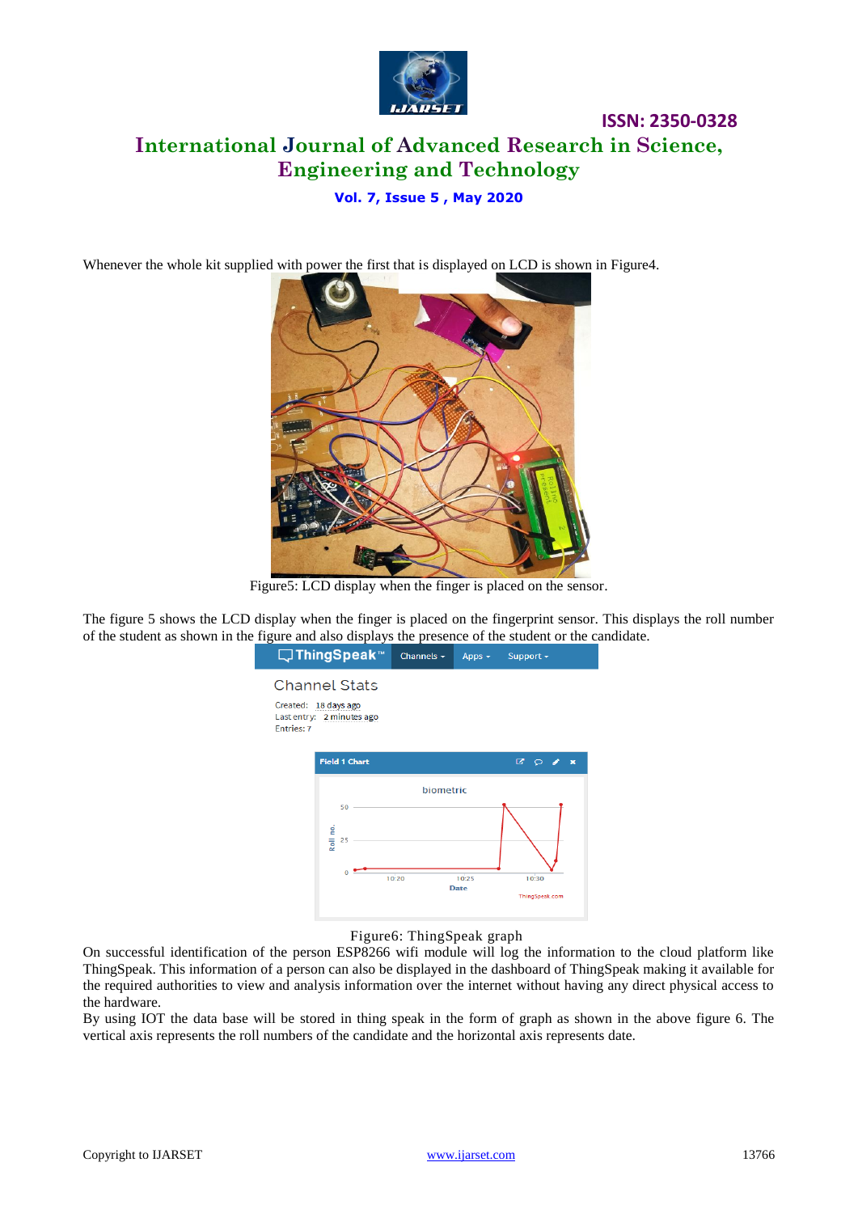Whenever the whole kit supplied with power the first that is displayed on LCD is shown in Figure4.

Figure5: LCD display when the finger is placed on the sensor.

The figure 5 shows the LCD display when the finger is placed on the fingerprint sensor. This displays the roll number of the student as shown in the figure and also displays the presence of the student or the candidate.

Figure6: ThingSpeak graph

On successful identification of the person ESP8266 wifi module will log the information to the cloud platform like ThingSpeak. This information of a person can also be displayed in the dashboard of ThingSpeak making it available for the required authorities to view and analysis information over the internet without having any direct physical access to the hardware.

By using IOT the data base will be stored in thing speak in the form of graph as shown in the above figure 6. The vertical axis represents the roll numbers of the candidate and the horizontal axis represents date.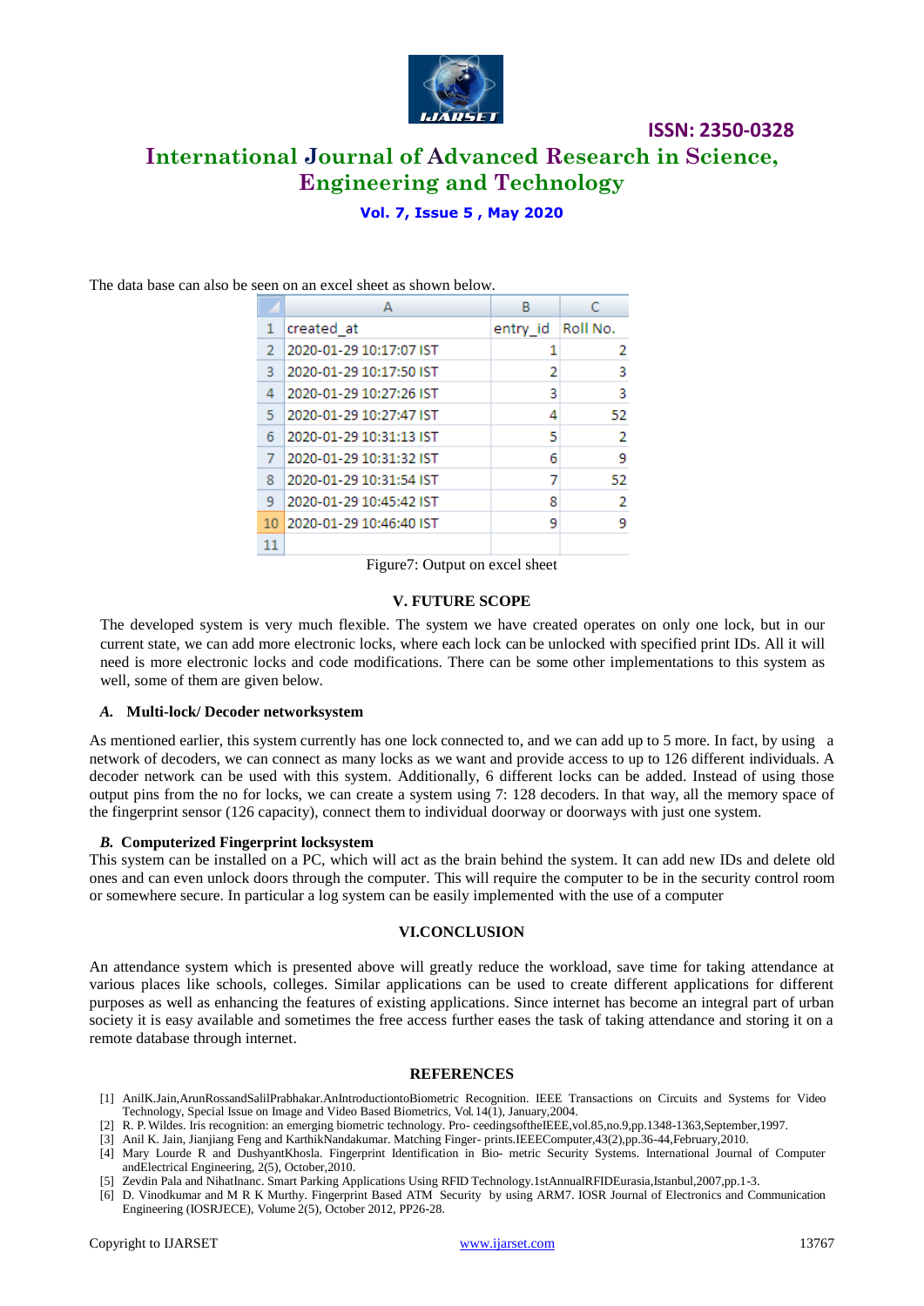The data base can also be seen on an excel sheet as shown below.

| | A | B | C |
|---|---|---|---|
| 1 | created_at | entry_id | Roll No. |
| 2 | 2020-01-29 10:17:07 IST | 1 | 2 |
| 3 | 2020-01-29 10:17:50 IST | 2 | 3 |
| 4 | 2020-01-29 10:27:26 IST | 3 | 3 |
| 5 | 2020-01-29 10:27:47 IST | 4 | 52 |
| 6 | 2020-01-29 10:31:13 IST | 5 | 2 |
| 7 | 2020-01-29 10:31:32 IST | 6 | 9 |
| 8 | 2020-01-29 10:31:54 IST | 7 | 52 |
| 9 | 2020-01-29 10:45:42 IST | 8 | 2 |
| 10 | 2020-01-29 10:46:40 IST | 9 | 9 |
| 11 | | | |

Figure7: Output on excel sheet

## V. FUTURE SCOPE

The developed system is very much flexible. The system we have created operates on only one lock, but in our current state, we can add more electronic locks, where each lock can be unlocked with specified print IDs. All it will need is more electronic locks and code modifications. There can be some other implementations to this system as well, some of them are given below.

### *A.* Multi-lock/ Decoder networksystem

As mentioned earlier, this system currently has one lock connected to, and we can add up to 5 more. In fact, by using a network of decoders, we can connect as many locks as we want and provide access to up to 126 different individuals. A decoder network can be used with this system. Additionally, 6 different locks can be added. Instead of using those output pins from the no for locks, we can create a system using 7: 128 decoders. In that way, all the memory space of the fingerprint sensor (126 capacity), connect them to individual doorway or doorways with just one system.

### *B.* Computerized Fingerprint locksystem

This system can be installed on a PC, which will act as the brain behind the system. It can add new IDs and delete old ones and can even unlock doors through the computer. This will require the computer to be in the security control room or somewhere secure. In particular a log system can be easily implemented with the use of a computer

## VI.CONCLUSION

An attendance system which is presented above will greatly reduce the workload, save time for taking attendance at various places like schools, colleges. Similar applications can be used to create different applications for different purposes as well as enhancing the features of existing applications. Since internet has become an integral part of urban society it is easy available and sometimes the free access further eases the task of taking attendance and storing it on a remote database through internet.

## REFERENCES

[1] AnilK.Jain,ArunRossandSalilPrabhakar.AnIntroductiontoBiometric Recognition. IEEE Transactions on Circuits and Systems for Video Technology, Special Issue on Image and Video Based Biometrics, Vol.14(1), January,2004.

[2] R. P. Wildes. Iris recognition: an emerging biometric technology. Pro- ceedingsoftheIEEE,vol.85,no.9,pp.1348-1363,September,1997.

[3] Anil K. Jain, Jianjiang Feng and KarthikNandakumar. Matching Finger- prints.IEEEComputer,43(2),pp.36-44,February,2010.

[4] Mary Lourde R and DushyantKhosla. Fingerprint Identification in Bio- metric Security Systems. International Journal of Computer andElectrical Engineering, 2(5), October,2010.

[5] Zevdin Pala and NihatInanc. Smart Parking Applications Using RFID Technology.1stAnnualRFIDEurasia,Istanbul,2007,pp.1-3.

[6] D. Vinodkumar and M R K Murthy. Fingerprint Based ATM Security by using ARM7. IOSR Journal of Electronics and Communication Engineering (IOSRJECE), Volume 2(5), October 2012, PP26-28.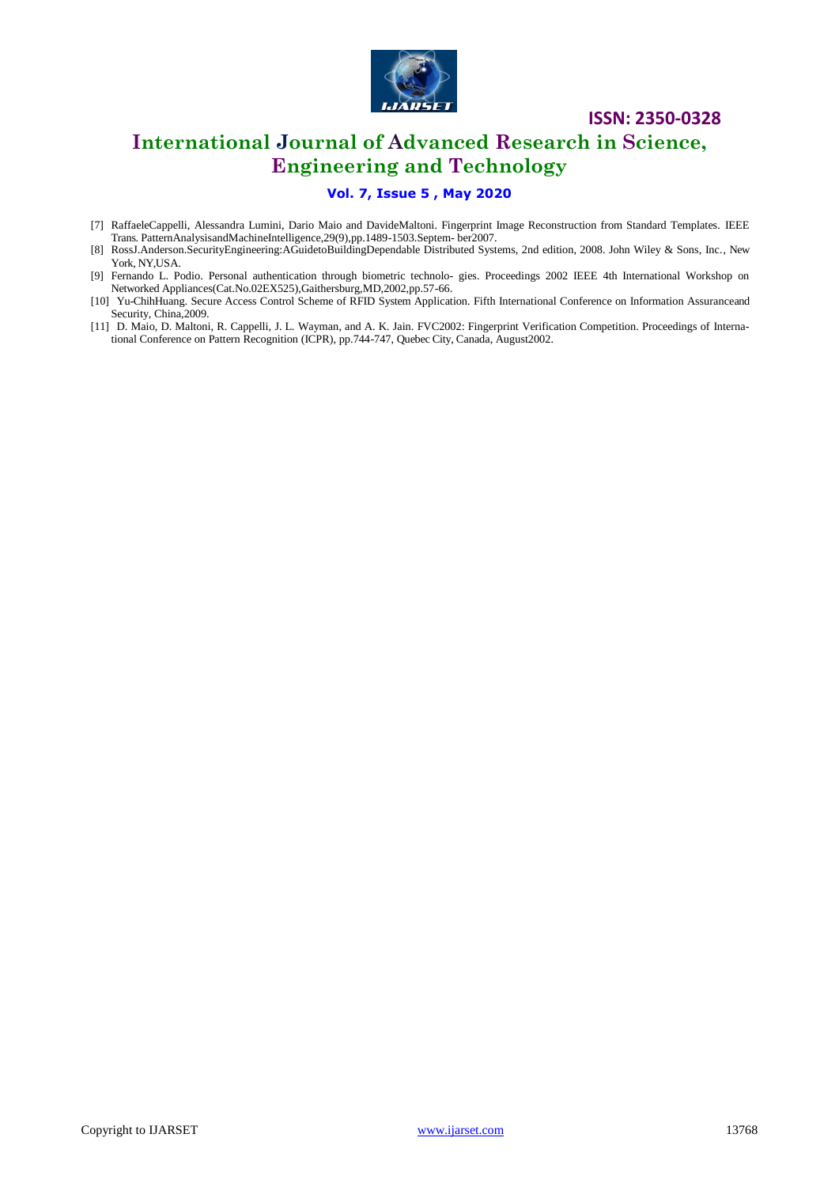[7] RaffaeleCappelli, Alessandra Lumini, Dario Maio and DavideMaltoni. Fingerprint Image Reconstruction from Standard Templates. IEEE Trans. PatternAnalysisandMachineIntelligence,29(9),pp.1489-1503.Septem- ber2007.

[8] RossJ.Anderson.SecurityEngineering:AGuidetoBuildingDependable Distributed Systems, 2nd edition, 2008. John Wiley & Sons, Inc., New York, NY,USA.

[9] Fernando L. Podio. Personal authentication through biometric technolo- gies. Proceedings 2002 IEEE 4th International Workshop on Networked Appliances(Cat.No.02EX525),Gaithersburg,MD,2002,pp.57-66.

[10] Yu-ChihHuang. Secure Access Control Scheme of RFID System Application. Fifth International Conference on Information Assuranceand Security, China,2009.

[11] D. Maio, D. Maltoni, R. Cappelli, J. L. Wayman, and A. K. Jain. FVC2002: Fingerprint Verification Competition. Proceedings of Interna- tional Conference on Pattern Recognition (ICPR), pp.744-747, Quebec City, Canada, August2002.